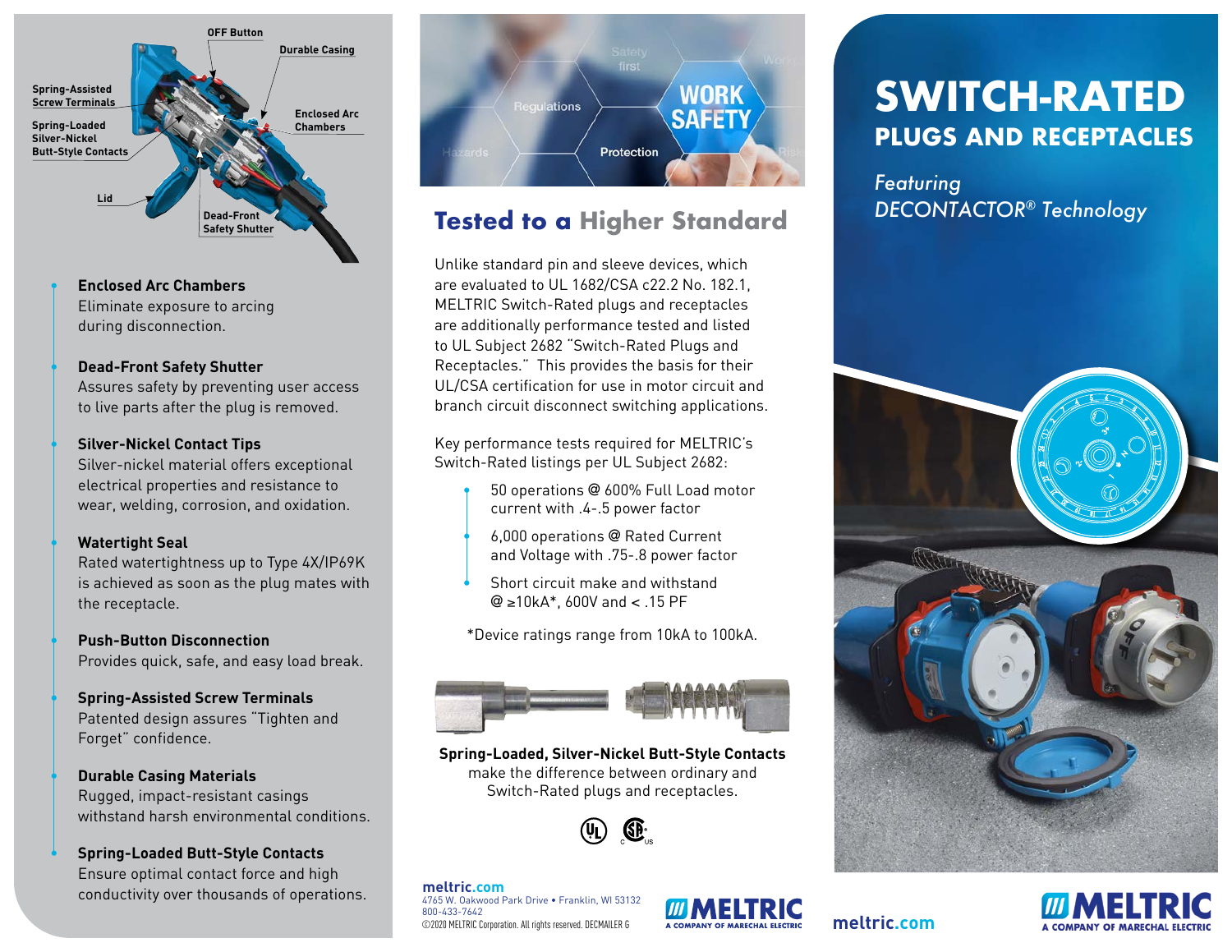OFF Button

Durable Casing

Spring-Assisted Screw Terminals

Spring-Loaded Silver-Nickel Butt-Style Contacts

Enclosed Arc Chambers

Lid

Dead-Front Safety Shutter

- **Enclosed Arc Chambers**
  Eliminate exposure to arcing during disconnection.

- **Dead-Front Safety Shutter**
  Assures safety by preventing user access to live parts after the plug is removed.

- **Silver-Nickel Contact Tips**
  Silver-nickel material offers exceptional electrical properties and resistance to wear, welding, corrosion, and oxidation.

- **Watertight Seal**
  Rated watertightness up to Type 4X/IP69K is achieved as soon as the plug mates with the receptacle.

- **Push-Button Disconnection**
  Provides quick, safe, and easy load break.

- **Spring-Assisted Screw Terminals**
  Patented design assures "Tighten and Forget" confidence.

- **Durable Casing Materials**
  Rugged, impact-resistant casings withstand harsh environmental conditions.

- **Spring-Loaded Butt-Style Contacts**
  Ensure optimal contact force and high conductivity over thousands of operations.

## Tested to a Higher Standard

Unlike standard pin and sleeve devices, which are evaluated to UL 1682/CSA c22.2 No. 182.1, MELTRIC Switch-Rated plugs and receptacles are additionally performance tested and listed to UL Subject 2682 "Switch-Rated Plugs and Receptacles." This provides the basis for their UL/CSA certification for use in motor circuit and branch circuit disconnect switching applications.

Key performance tests required for MELTRIC's Switch-Rated listings per UL Subject 2682:

- 50 operations @ 600% Full Load motor current with .4-.5 power factor
- 6,000 operations @ Rated Current and Voltage with .75-.8 power factor
- Short circuit make and withstand @ ≥10kA*, 600V and < .15 PF

*Device ratings range from 10kA to 100kA.

**Spring-Loaded, Silver-Nickel Butt-Style Contacts** make the difference between ordinary and Switch-Rated plugs and receptacles.

**meltric.com**
4765 W. Oakwood Park Drive • Franklin, WI 53132
800-433-7642
©2020 MELTRIC Corporation. All rights reserved. DECMAILER G

MELTRIC
A COMPANY OF MARECHAL ELECTRIC

# SWITCH-RATED
## PLUGS AND RECEPTACLES

*Featuring DECONTACTOR® Technology*

meltric.com

MELTRIC
A COMPANY OF MARECHAL ELECTRIC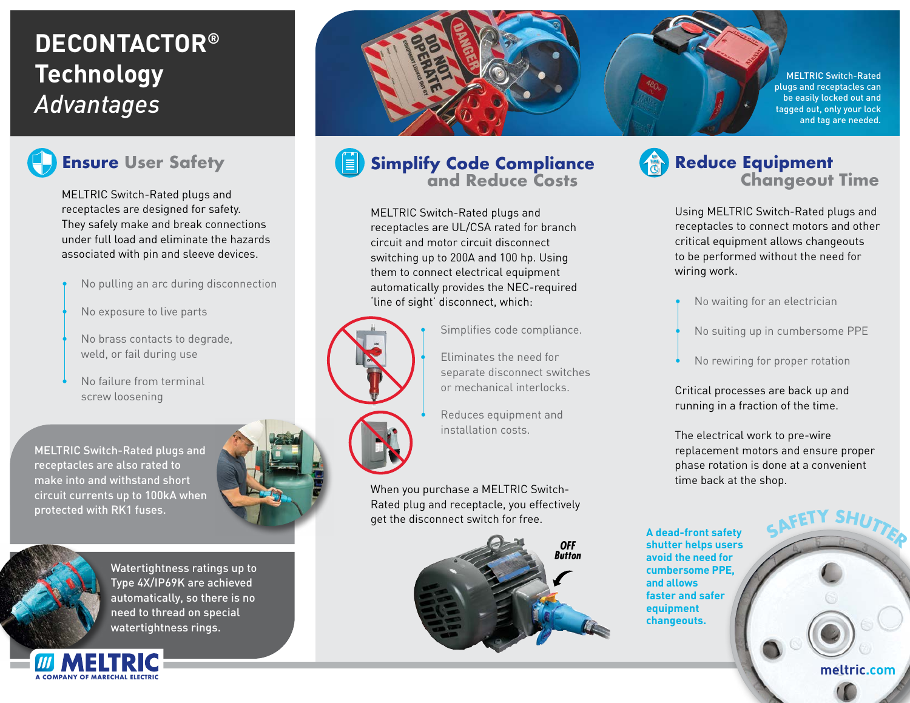# DECONTACTOR® Technology *Advantages*

MELTRIC Switch-Rated plugs and receptacles can be easily locked out and tagged out, only your lock and tag are needed.

## Ensure User Safety

MELTRIC Switch-Rated plugs and receptacles are designed for safety. They safely make and break connections under full load and eliminate the hazards associated with pin and sleeve devices.

- No pulling an arc during disconnection
- No exposure to live parts
- No brass contacts to degrade, weld, or fail during use
- No failure from terminal screw loosening

MELTRIC Switch-Rated plugs and receptacles are also rated to make into and withstand short circuit currents up to 100kA when protected with RK1 fuses.

Watertightness ratings up to Type 4X/IP69K are achieved automatically, so there is no need to thread on special watertightness rings.

## Simplify Code Compliance and Reduce Costs

MELTRIC Switch-Rated plugs and receptacles are UL/CSA rated for branch circuit and motor circuit disconnect switching up to 200A and 100 hp. Using them to connect electrical equipment automatically provides the NEC-required 'line of sight' disconnect, which:

- Simplifies code compliance.
- Eliminates the need for separate disconnect switches or mechanical interlocks.
- Reduces equipment and installation costs.

When you purchase a MELTRIC Switch-Rated plug and receptacle, you effectively get the disconnect switch for free.

OFF Button

## Reduce Equipment Changeout Time

Using MELTRIC Switch-Rated plugs and receptacles to connect motors and other critical equipment allows changeouts to be performed without the need for wiring work.

- No waiting for an electrician
- No suiting up in cumbersome PPE
- No rewiring for proper rotation

Critical processes are back up and running in a fraction of the time.

The electrical work to pre-wire replacement motors and ensure proper phase rotation is done at a convenient time back at the shop.

**A dead-front safety shutter helps users avoid the need for cumbersome PPE, and allows faster and safer equipment changeouts.**

SAFETY SHUTTER

MELTRIC
A COMPANY OF MARECHAL ELECTRIC

meltric.com